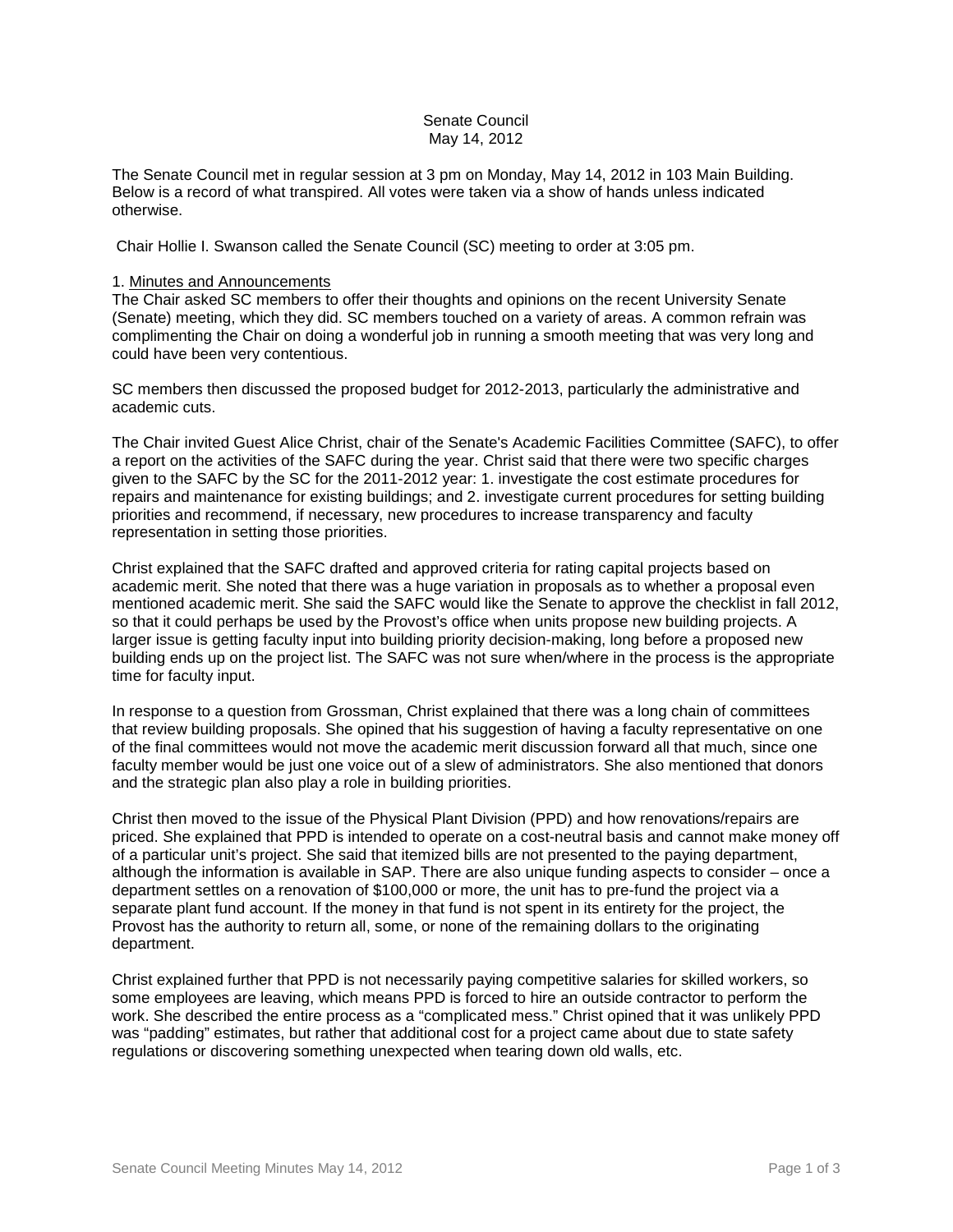Senate Council
May 14, 2012

The Senate Council met in regular session at 3 pm on Monday, May 14, 2012 in 103 Main Building. Below is a record of what transpired. All votes were taken via a show of hands unless indicated otherwise.

Chair Hollie I. Swanson called the Senate Council (SC) meeting to order at 3:05 pm.

1. Minutes and Announcements

The Chair asked SC members to offer their thoughts and opinions on the recent University Senate (Senate) meeting, which they did. SC members touched on a variety of areas. A common refrain was complimenting the Chair on doing a wonderful job in running a smooth meeting that was very long and could have been very contentious.

SC members then discussed the proposed budget for 2012-2013, particularly the administrative and academic cuts.

The Chair invited Guest Alice Christ, chair of the Senate's Academic Facilities Committee (SAFC), to offer a report on the activities of the SAFC during the year. Christ said that there were two specific charges given to the SAFC by the SC for the 2011-2012 year: 1. investigate the cost estimate procedures for repairs and maintenance for existing buildings; and 2. investigate current procedures for setting building priorities and recommend, if necessary, new procedures to increase transparency and faculty representation in setting those priorities.

Christ explained that the SAFC drafted and approved criteria for rating capital projects based on academic merit. She noted that there was a huge variation in proposals as to whether a proposal even mentioned academic merit. She said the SAFC would like the Senate to approve the checklist in fall 2012, so that it could perhaps be used by the Provost's office when units propose new building projects. A larger issue is getting faculty input into building priority decision-making, long before a proposed new building ends up on the project list. The SAFC was not sure when/where in the process is the appropriate time for faculty input.

In response to a question from Grossman, Christ explained that there was a long chain of committees that review building proposals. She opined that his suggestion of having a faculty representative on one of the final committees would not move the academic merit discussion forward all that much, since one faculty member would be just one voice out of a slew of administrators. She also mentioned that donors and the strategic plan also play a role in building priorities.

Christ then moved to the issue of the Physical Plant Division (PPD) and how renovations/repairs are priced. She explained that PPD is intended to operate on a cost-neutral basis and cannot make money off of a particular unit's project. She said that itemized bills are not presented to the paying department, although the information is available in SAP. There are also unique funding aspects to consider – once a department settles on a renovation of $100,000 or more, the unit has to pre-fund the project via a separate plant fund account. If the money in that fund is not spent in its entirety for the project, the Provost has the authority to return all, some, or none of the remaining dollars to the originating department.

Christ explained further that PPD is not necessarily paying competitive salaries for skilled workers, so some employees are leaving, which means PPD is forced to hire an outside contractor to perform the work. She described the entire process as a "complicated mess." Christ opined that it was unlikely PPD was "padding" estimates, but rather that additional cost for a project came about due to state safety regulations or discovering something unexpected when tearing down old walls, etc.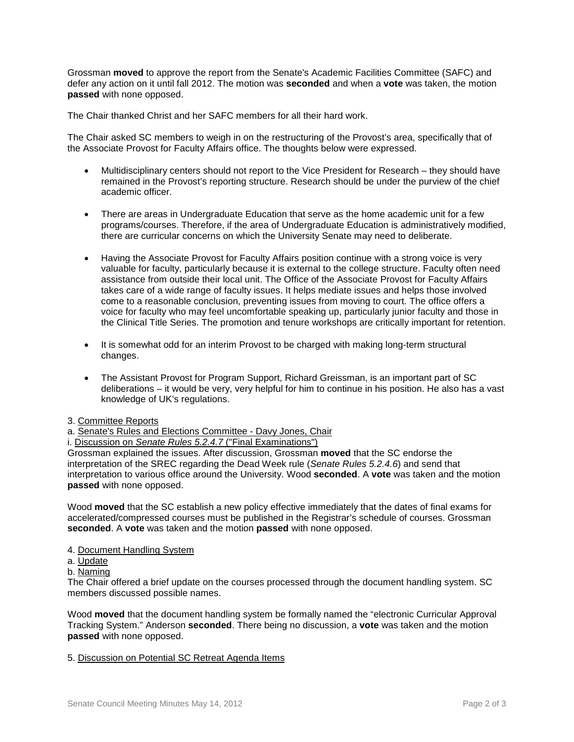Grossman **moved** to approve the report from the Senate's Academic Facilities Committee (SAFC) and defer any action on it until fall 2012. The motion was **seconded** and when a **vote** was taken, the motion **passed** with none opposed.

The Chair thanked Christ and her SAFC members for all their hard work.

The Chair asked SC members to weigh in on the restructuring of the Provost's area, specifically that of the Associate Provost for Faculty Affairs office. The thoughts below were expressed.

- Multidisciplinary centers should not report to the Vice President for Research – they should have remained in the Provost's reporting structure. Research should be under the purview of the chief academic officer.

- There are areas in Undergraduate Education that serve as the home academic unit for a few programs/courses. Therefore, if the area of Undergraduate Education is administratively modified, there are curricular concerns on which the University Senate may need to deliberate.

- Having the Associate Provost for Faculty Affairs position continue with a strong voice is very valuable for faculty, particularly because it is external to the college structure. Faculty often need assistance from outside their local unit. The Office of the Associate Provost for Faculty Affairs takes care of a wide range of faculty issues. It helps mediate issues and helps those involved come to a reasonable conclusion, preventing issues from moving to court. The office offers a voice for faculty who may feel uncomfortable speaking up, particularly junior faculty and those in the Clinical Title Series. The promotion and tenure workshops are critically important for retention.

- It is somewhat odd for an interim Provost to be charged with making long-term structural changes.

- The Assistant Provost for Program Support, Richard Greissman, is an important part of SC deliberations – it would be very, very helpful for him to continue in his position. He also has a vast knowledge of UK's regulations.

3. <u>Committee Reports</u>

a. <u>Senate's Rules and Elections Committee - Davy Jones, Chair</u>

i. <u>Discussion on *Senate Rules 5.2.4.7* ("Final Examinations")</u>

Grossman explained the issues. After discussion, Grossman **moved** that the SC endorse the interpretation of the SREC regarding the Dead Week rule (*Senate Rules 5.2.4.6*) and send that interpretation to various office around the University. Wood **seconded**. A **vote** was taken and the motion **passed** with none opposed.

Wood **moved** that the SC establish a new policy effective immediately that the dates of final exams for accelerated/compressed courses must be published in the Registrar's schedule of courses. Grossman **seconded**. A **vote** was taken and the motion **passed** with none opposed.

4. <u>Document Handling System</u>

a. <u>Update</u>

b. <u>Naming</u>

The Chair offered a brief update on the courses processed through the document handling system. SC members discussed possible names.

Wood **moved** that the document handling system be formally named the "electronic Curricular Approval Tracking System." Anderson **seconded**. There being no discussion, a **vote** was taken and the motion **passed** with none opposed.

5. <u>Discussion on Potential SC Retreat Agenda Items</u>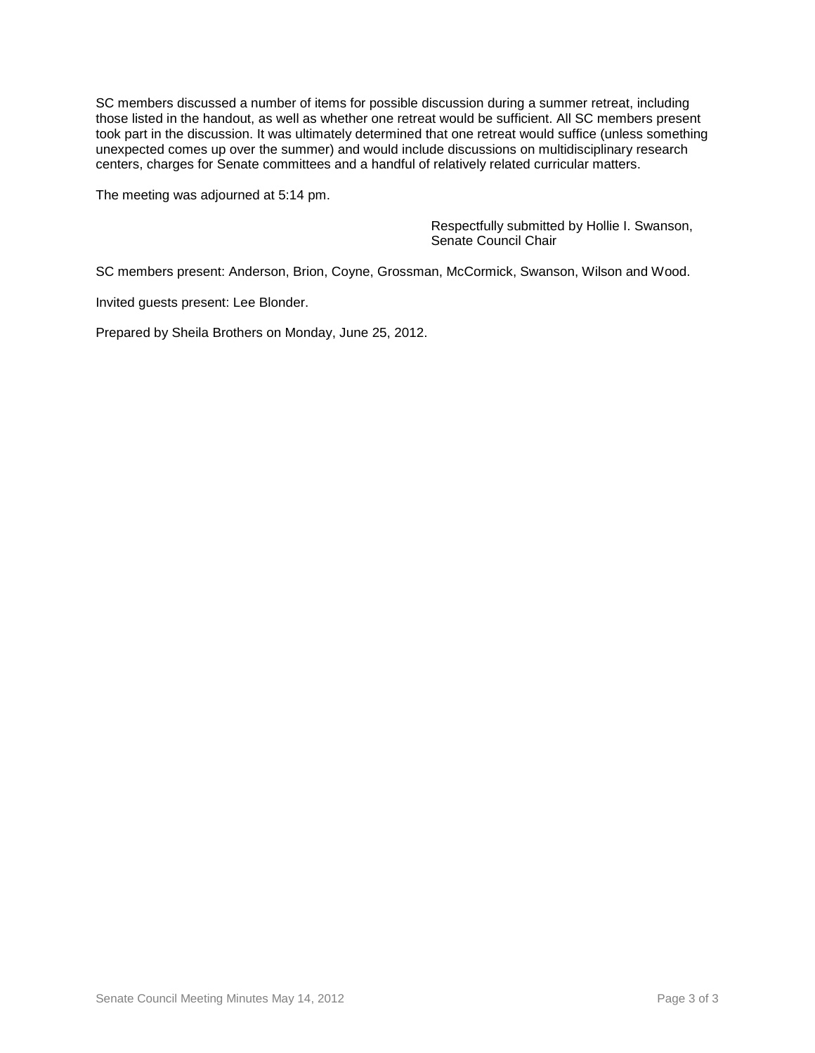SC members discussed a number of items for possible discussion during a summer retreat, including those listed in the handout, as well as whether one retreat would be sufficient. All SC members present took part in the discussion. It was ultimately determined that one retreat would suffice (unless something unexpected comes up over the summer) and would include discussions on multidisciplinary research centers, charges for Senate committees and a handful of relatively related curricular matters.

The meeting was adjourned at 5:14 pm.

Respectfully submitted by Hollie I. Swanson,
Senate Council Chair

SC members present: Anderson, Brion, Coyne, Grossman, McCormick, Swanson, Wilson and Wood.

Invited guests present: Lee Blonder.

Prepared by Sheila Brothers on Monday, June 25, 2012.